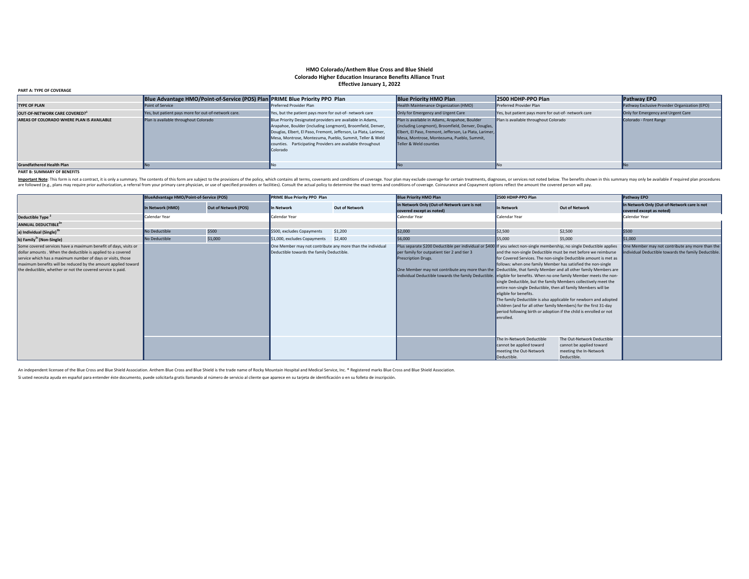# HMO Colorado/Anthem Blue Cross and Blue Shield
## Colorado Higher Education Insurance Benefits Alliance Trust
### Effective January 1, 2022

**PART A: TYPE OF COVERAGE**

| | Blue Advantage HMO/Point-of-Service (POS) Plan | PRIME Blue Priority PPO Plan | Blue Priority HMO Plan | 2500 HDHP-PPO Plan | Pathway EPO |
|---|---|---|---|---|---|
| **TYPE OF PLAN** | Point of Service | Preferred Provider Plan | Health Maintenance Organization (HMO) | Preferred Provider Plan | Pathway Exclusive Provider Organization (EPO) |
| **OUT-OF-NETWORK CARE COVERED?[1]** | Yes, but patient pays more for out-of-network care. | Yes, but the patient pays more for out-of- network care | Only for Emergency and Urgent Care | Yes, but patient pays more for out-of- network care | Only for Emergency and Urgent Care |
| **AREAS OF COLORADO WHERE PLAN IS AVAILABLE** | Plan is available throughout Colorado | Blue Priority Designated providers are available in Adams, Arapahoe, Boulder (including Longmont), Broomfield, Denver, Douglas, Elbert, El Paso, Fremont, Jefferson, La Plata, Larimer, Mesa, Montrose, Montezuma, Pueblo, Summit, Teller & Weld counties. Participating Providers are available throughout Colorado | Plan is available in Adams, Arapahoe, Boulder (including Longmont), Broomfield, Denver, Douglas, Elbert, El Paso, Fremont, Jefferson, La Plata, Larimer, Mesa, Montrose, Montezuma, Pueblo, Summit, Teller & Weld counties | Plan is available throughout Colorado | Colorado - Front Range |
| **Grandfathered Health Plan** | No | No | No | No | No |

**PART B: SUMMARY OF BENEFITS**

**Important Note**: This form is not a contract, it is only a summary. The contents of this form are subject to the provisions of the policy, which contains all terms, covenants and conditions of coverage. Your plan may exclude coverage for certain treatments, diagnoses, or services not noted below. The benefits shown in this summary may only be available if required plan procedures are followed (e.g., plans may require prior authorization, a referral from your primary care physician, or use of specified providers or facilities). Consult the actual policy to determine the exact terms and conditions of coverage. Coinsurance and Copayment options reflect the amount the covered person will pay.

| | BlueAdvantage HMO/Point-of-Service (POS) | | PRIME Blue Priority PPO Plan | | Blue Priority HMO Plan | 2500 HDHP-PPO Plan | | Pathway EPO |
|---|---|---|---|---|---|---|---|---|
| | In Network (HMO) | Out of Network (POS) | In Network | Out of Network | In Network Only (Out-of-Network care is not covered except as noted) | In Network | Out of Network | In Network Only (Out-of-Network care is not covered except as noted) |
| **Deductible Type [2]** | Calendar Year | | Calendar Year | | Calendar Year | Calendar Year | | Calendar Year |
| **ANNUAL DEDUCTIBLE[2a]** | | | | | | | | |
| **a) Individual (Single)[2b]** | No Deductible | $500 | $500, excludes Copayments | $1,200 | $2,000 | $2,500 | $2,500 | $500 |
| **b) Family[2c] (Non-Single)** | No Deductible | $1,000 | $1,000, excludes Copayments | $2,400 | $6,000 | $5,000 | $5,000 | $1,000 |
| Some covered services have a maximum benefit of days, visits or dollar amounts . When the deductible is applied to a covered service which has a maximum number of days or visits, those maximum benefits will be reduced by the amount applied toward the deductible, whether or not the covered service is paid. | | | One Member may not contribute any more than the individual Deductible towards the family Deductible. | | Plus separate $200 Deductible per individual or $400 per family for outpatient tier 2 and tier 3 Prescription Drugs.<br><br>One Member may not contribute any more than the individual Deductible towards the family Deductible. | If you select non-single membership, no single Deductible applies and the non-single Deductible must be met before we reimburse for Covered Services. The non-single Deductible amount is met as follows: when one family Member has satisfied the non-single Deductible, that family Member and all other family Members are eligible for benefits. When no one family Member meets the non-single Deductible, but the family Members collectively meet the entire non-single Deductible, then all family Members will be eligible for benefits.<br>The family Deductible is also applicable for newborn and adopted children (and for all other family Members) for the first 31-day period following birth or adoption if the child is enrolled or not enrolled. | | One Member may not contribute any more than the individual Deductible towards the family Deductible. |
| | | | | | | The In-Network Deductible cannot be applied toward meeting the Out-Network Deductible. | The Out-Network Deductible cannot be applied toward meeting the In-Network Deductible. | |

An independent licensee of the Blue Cross and Blue Shield Association. Anthem Blue Cross and Blue Shield is the trade name of Rocky Mountain Hospital and Medical Service, Inc. ® Registered marks Blue Cross and Blue Shield Association.

Si usted necesita ayuda en español para entender éste documento, puede solicitarla gratis llamando al número de servicio al cliente que aparece en su tarjeta de identificación o en su folleto de inscripción.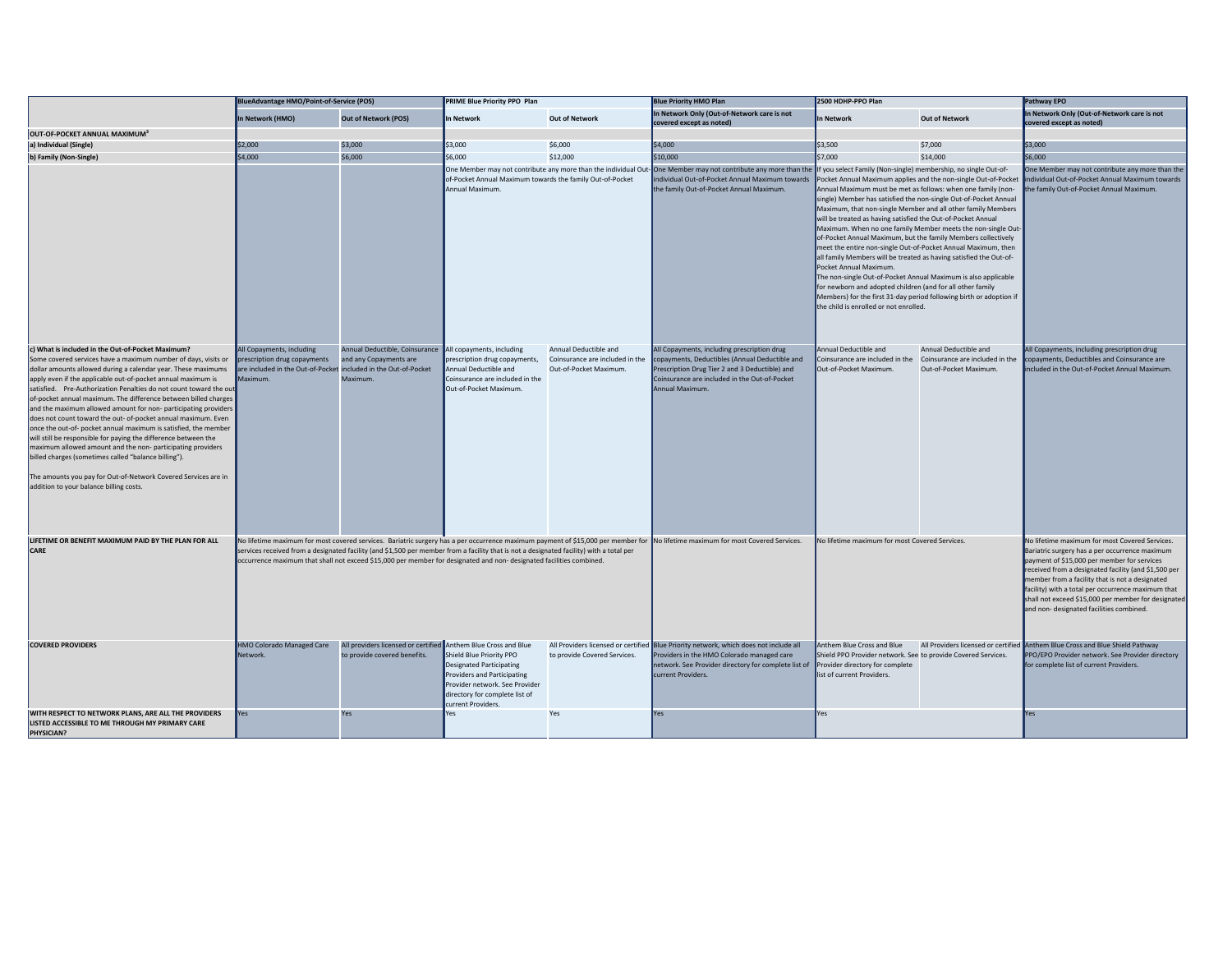| | BlueAdvantage HMO/Point-of-Service (POS) | | PRIME Blue Priority PPO Plan | | Blue Priority HMO Plan | 2500 HDHP-PPO Plan | | Pathway EPO |
|---|---|---|---|---|---|---|---|---|
| | In Network (HMO) | Out of Network (POS) | In Network | Out of Network | In Network Only (Out-of-Network care is not covered except as noted) | In Network | Out of Network | In Network Only (Out-of-Network care is not covered except as noted) |
| **OUT-OF-POCKET ANNUAL MAXIMUM[3]** | | | | | | | | |
| **a) Individual (Single)** | $2,000 | $3,000 | $3,000 | $6,000 | $4,000 | $3,500 | $7,000 | $3,000 |
| **b) Family (Non-Single)** | $4,000 | $6,000 | $6,000 | $12,000 | $10,000 | $7,000 | $14,000 | $6,000 |
| | | | One Member may not contribute any more than the individual Out-of-Pocket Annual Maximum towards the family Out-of-Pocket Annual Maximum. | | One Member may not contribute any more than the individual Out-of-Pocket Annual Maximum towards the family Out-of-Pocket Annual Maximum. | If you select Family (Non-single) membership, no single Out-of-Pocket Annual Maximum applies and the non-single Out-of-Pocket Annual Maximum must be met as follows: when one family (non-single) Member has satisfied the non-single Out-of-Pocket Annual Maximum, that non-single Member and all other family Members will be treated as having satisfied the Out-of-Pocket Annual Maximum. When no one family Member meets the non-single Out-of-Pocket Annual Maximum, but the family Members collectively meet the entire non-single Out-of-Pocket Annual Maximum, then all family Members will be treated as having satisfied the Out-of-Pocket Annual Maximum. The non-single Out-of-Pocket Annual Maximum is also applicable for newborn and adopted children (and for all other family Members) for the first 31-day period following birth or adoption if the child is enrolled or not enrolled. | | One Member may not contribute any more than the individual Out-of-Pocket Annual Maximum towards the family Out-of-Pocket Annual Maximum. |
| **c) What is included in the Out-of-Pocket Maximum?** Some covered services have a maximum number of days, visits or dollar amounts allowed during a calendar year. These maximums apply even if the applicable out-of-pocket annual maximum is satisfied. Pre-Authorization Penalties do not count toward the out-of-pocket annual maximum. The difference between billed charges and the maximum allowed amount for non- participating providers does not count toward the out- of-pocket annual maximum. Even once the out-of- pocket annual maximum is satisfied, the member will still be responsible for paying the difference between the maximum allowed amount and the non- participating providers billed charges (sometimes called "balance billing"). The amounts you pay for Out-of-Network Covered Services are in addition to your balance billing costs. | All Copayments, including prescription drug copayments are included in the Out-of-Pocket Maximum. | Annual Deductible, Coinsurance and any Copayments are included in the Out-of-Pocket Maximum. | All copayments, including prescription drug copayments, Annual Deductible and Coinsurance are included in the Out-of-Pocket Maximum. | Annual Deductible and Coinsurance are included in the Out-of-Pocket Maximum. | All Copayments, including prescription drug copayments, Deductibles (Annual Deductible and Prescription Drug Tier 2 and 3 Deductible) and Coinsurance are included in the Out-of-Pocket Maximum. | Annual Deductible and Coinsurance are included in the Out-of-Pocket Maximum. | Annual Deductible and Coinsurance are included in the Out-of-Pocket Maximum. | All Copayments, including prescription drug copayments, Deductibles and Coinsurance are included in the Out-of-Pocket Annual Maximum. |
| **LIFETIME OR BENEFIT MAXIMUM PAID BY THE PLAN FOR ALL CARE** | No lifetime maximum for most covered services. Bariatric surgery has a per occurrence maximum payment of $15,000 per member for services received from a designated facility (and $1,500 per member from a facility that is not a designated facility) with a total per occurrence maximum that shall not exceed $15,000 per member for designated and non- designated facilities combined. | | | | No lifetime maximum for most Covered Services. | No lifetime maximum for most Covered Services. | | No lifetime maximum for most Covered Services. Bariatric surgery has a per occurrence maximum payment of $15,000 per member for services received from a designated facility (and $1,500 per member from a facility that is not a designated facility) with a total per occurrence maximum that shall not exceed $15,000 per member for designated and non- designated facilities combined. |
| **COVERED PROVIDERS** | HMO Colorado Managed Care Network. | All providers licensed or certified to provide covered benefits. | Anthem Blue Cross and Blue Shield Blue Priority PPO Designated Participating Providers and Participating Provider network. See Provider directory for complete list of current Providers. | All Providers licensed or certified to provide Covered Services. | Blue Priority network, which does not include all Providers in the HMO Colorado managed care network. See Provider directory for complete list of current Providers. | Anthem Blue Cross and Blue Shield PPO Provider network. See Provider directory for complete list of current Providers. | All Providers licensed or certified to provide Covered Services. | Anthem Blue Cross and Blue Shield Pathway PPO/EPO Provider network. See Provider directory for complete list of current Providers. |
| **WITH RESPECT TO NETWORK PLANS, ARE ALL THE PROVIDERS LISTED ACCESSIBLE TO ME THROUGH MY PRIMARY CARE PHYSICIAN?** | Yes | Yes | Yes | Yes | Yes | Yes | | Yes |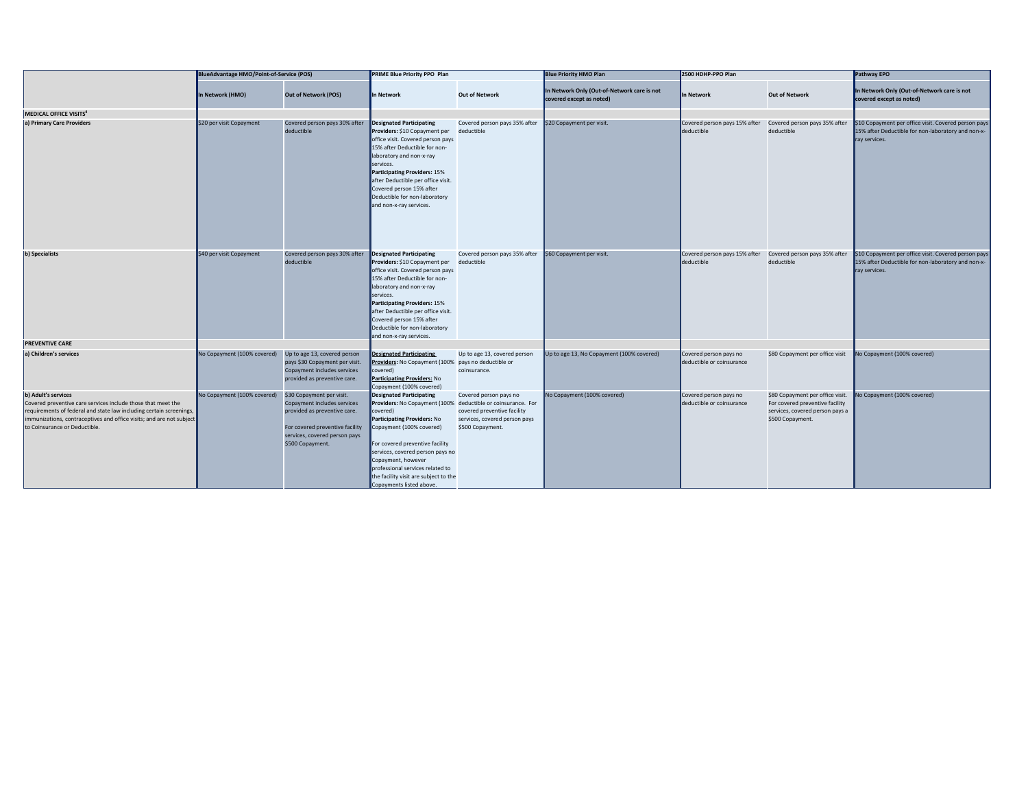| | BlueAdvantage HMO/Point-of-Service (POS) | | PRIME Blue Priority PPO Plan | | Blue Priority HMO Plan | 2500 HDHP-PPO Plan | | Pathway EPO |
|---|---|---|---|---|---|---|---|---|
| | In Network (HMO) | Out of Network (POS) | In Network | Out of Network | In Network Only (Out-of-Network care is not covered except as noted) | In Network | Out of Network | In Network Only (Out-of-Network care is not covered except as noted) |
| **MEDICAL OFFICE VISITS[4]** | | | | | | | | |
| **a) Primary Care Providers** | $20 per visit Copayment | Covered person pays 30% after deductible | **Designated Participating Providers:** $10 Copayment per office visit. Covered person pays 15% after Deductible for non-laboratory and non-x-ray services. **Participating Providers:** 15% after Deductible per office visit. Covered person 15% after Deductible for non-laboratory and non-x-ray services. | Covered person pays 35% after deductible | $20 Copayment per visit. | Covered person pays 15% after deductible | Covered person pays 35% after deductible | $10 Copayment per office visit. Covered person pays 15% after Deductible for non-laboratory and non-x-ray services. |
| **b) Specialists** | $40 per visit Copayment | Covered person pays 30% after deductible | **Designated Participating Providers:** $10 Copayment per office visit. Covered person pays 15% after Deductible for non-laboratory and non-x-ray services. **Participating Providers:** 15% after Deductible per office visit. Covered person 15% after Deductible for non-laboratory and non-x-ray services. | Covered person pays 35% after deductible | $60 Copayment per visit. | Covered person pays 15% after deductible | Covered person pays 35% after deductible | $10 Copayment per office visit. Covered person pays 15% after Deductible for non-laboratory and non-x-ray services. |
| **PREVENTIVE CARE** | | | | | | | | |
| **a) Children's services** | No Copayment (100% covered) | Up to age 13, covered person pays $30 Copayment per visit. Copayment includes services provided as preventive care. | **Designated Participating Providers:** No Copayment (100% covered) **Participating Providers:** No Copayment (100% covered) | Up to age 13, covered person pays no deductible or coinsurance. | Up to age 13, No Copayment (100% covered) | Covered person pays no deductible or coinsurance | $80 Copayment per office visit | No Copayment (100% covered) |
| **b) Adult's services** Covered preventive care services include those that meet the requirements of federal and state law including certain screenings, immunizations, contraceptives and office visits; and are not subject to Coinsurance or Deductible. | No Copayment (100% covered) | $30 Copayment per visit. Copayment includes services provided as preventive care. For covered preventive facility services, covered person pays $500 Copayment. | **Designated Participating Providers:** No Copayment (100% covered) **Participating Providers:** No Copayment (100% covered) For covered preventive facility services, covered person pays no Copayment, however professional services related to the facility visit are subject to the Copayments listed above. | Covered person pays no deductible or coinsurance. For covered preventive facility services, covered person pays $500 Copayment. | No Copayment (100% covered) | Covered person pays no deductible or coinsurance | $80 Copayment per office visit. For covered preventive facility services, covered person pays a $500 Copayment. | No Copayment (100% covered) |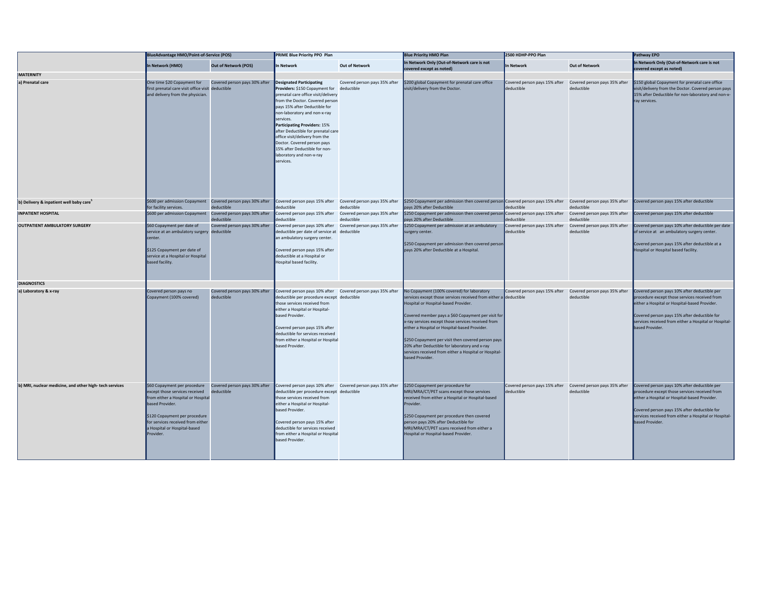| | BlueAdvantage HMO/Point-of-Service (POS) | | PRIME Blue Priority PPO Plan | | Blue Priority HMO Plan | 2500 HDHP-PPO Plan | | Pathway EPO |
|---|---|---|---|---|---|---|---|---|
| | In Network (HMO) | Out of Network (POS) | In Network | Out of Network | In Network Only (Out-of-Network care is not covered except as noted) | In Network | Out of Network | In Network Only (Out-of-Network care is not covered except as noted) |
| **MATERNITY** | | | | | | | | |
| a) Prenatal care | One time $20 Copayment for first prenatal care visit office visit and delivery from the physician. | Covered person pays 30% after deductible | **Designated Participating Providers:** $150 Copayment for prenatal care office visit/delivery from the Doctor. Covered person pays 15% after Deductible for non-laboratory and non-x-ray services. **Participating Providers:** 15% after Deductible for prenatal care office visit/delivery from the Doctor. Covered person pays 15% after Deductible for non-laboratory and non-x-ray services. | Covered person pays 35% after deductible | $200 global Copayment for prenatal care office visit/delivery from the Doctor. | Covered person pays 15% after deductible | Covered person pays 35% after deductible | $150 global Copayment for prenatal care office visit/delivery from the Doctor. Covered person pays 15% after Deductible for non-laboratory and non-x-ray services. |
| b) Delivery & inpatient well baby care[5] | $600 per admission Copayment for facility services. | Covered person pays 30% after deductible | Covered person pays 15% after deductible | Covered person pays 35% after deductible | $250 Copayment per admission then covered person pays 20% after Deductible | Covered person pays 15% after deductible | Covered person pays 35% after deductible | Covered person pays 15% after deductible |
| **INPATIENT HOSPITAL** | $600 per admission Copayment | Covered person pays 30% after deductible | Covered person pays 15% after deductible | Covered person pays 35% after deductible | $250 Copayment per admission then covered person pays 20% after Deductible | Covered person pays 15% after deductible | Covered person pays 35% after deductible | Covered person pays 15% after deductible |
| **OUTPATIENT AMBULATORY SURGERY** | $60 Copayment per date of service at an ambulatory surgery center.<br><br>$125 Copayment per date of service at a Hospital or Hospital based facility. | Covered person pays 30% after deductible | Covered person pays 10% after deductible per date of service at an ambulatory surgery center.<br><br>Covered person pays 15% after deductible at a Hospital or Hospital based facility. | Covered person pays 35% after deductible | $250 Copayment per admission at an ambulatory surgery center.<br><br>$250 Copayment per admission then covered person pays 20% after Deductible at a Hospital. | Covered person pays 15% after deductible | Covered person pays 35% after deductible | Covered person pays 10% after deductible per date of service at an ambulatory surgery center.<br><br>Covered person pays 15% after deductible at a Hospital or Hospital based facility. |
| **DIAGNOSTICS** | | | | | | | | |
| a) Laboratory & x-ray | Covered person pays no Copayment (100% covered) | Covered person pays 30% after deductible | Covered person pays 10% after deductible per procedure except those services received from either a Hospital or Hospital-based Provider.<br><br>Covered person pays 15% after deductible for services received from either a Hospital or Hospital based Provider. | Covered person pays 35% after deductible | No Copayment (100% covered) for laboratory services except those services received from either a Hospital or Hospital-based Provider.<br><br>Covered member pays a $60 Copayment per visit for x-ray services except those services received from either a Hospital or Hospital-based Provider.<br><br>$250 Copayment per visit then covered person pays 20% after Deductible for laboratory and x-ray services received from either a Hospital or Hospital-based Provider. | Covered person pays 15% after deductible | Covered person pays 35% after deductible | Covered person pays 10% after deductible per procedure except those services received from either a Hospital or Hospital-based Provider.<br><br>Covered person pays 15% after deductible for services received from either a Hospital or Hospital-based Provider. |
| b) MRI, nuclear medicine, and other high- tech services | $60 Copayment per procedure except those services received from either a Hospital or Hospital based Provider.<br><br>$120 Copayment per procedure for services received from either a Hospital or Hospital-based Provider. | Covered person pays 30% after deductible | Covered person pays 10% after deductible per procedure except those services received from either a Hospital or Hospital-based Provider.<br><br>Covered person pays 15% after deductible for services received from either a Hospital or Hospital based Provider. | Covered person pays 35% after deductible | $250 Copayment per procedure for MRI/MRA/CT/PET scans except those services received from either a Hospital or Hospital-based Provider.<br><br>$250 Copayment per procedure then covered person pays 20% after Deductible for MRI/MRA/CT/PET scans received from either a Hospital or Hospital-based Provider. | Covered person pays 15% after deductible | Covered person pays 35% after deductible | Covered person pays 10% after deductible per procedure except those services received from either a Hospital or Hospital-based Provider.<br><br>Covered person pays 15% after deductible for services received from either a Hospital or Hospital-based Provider. |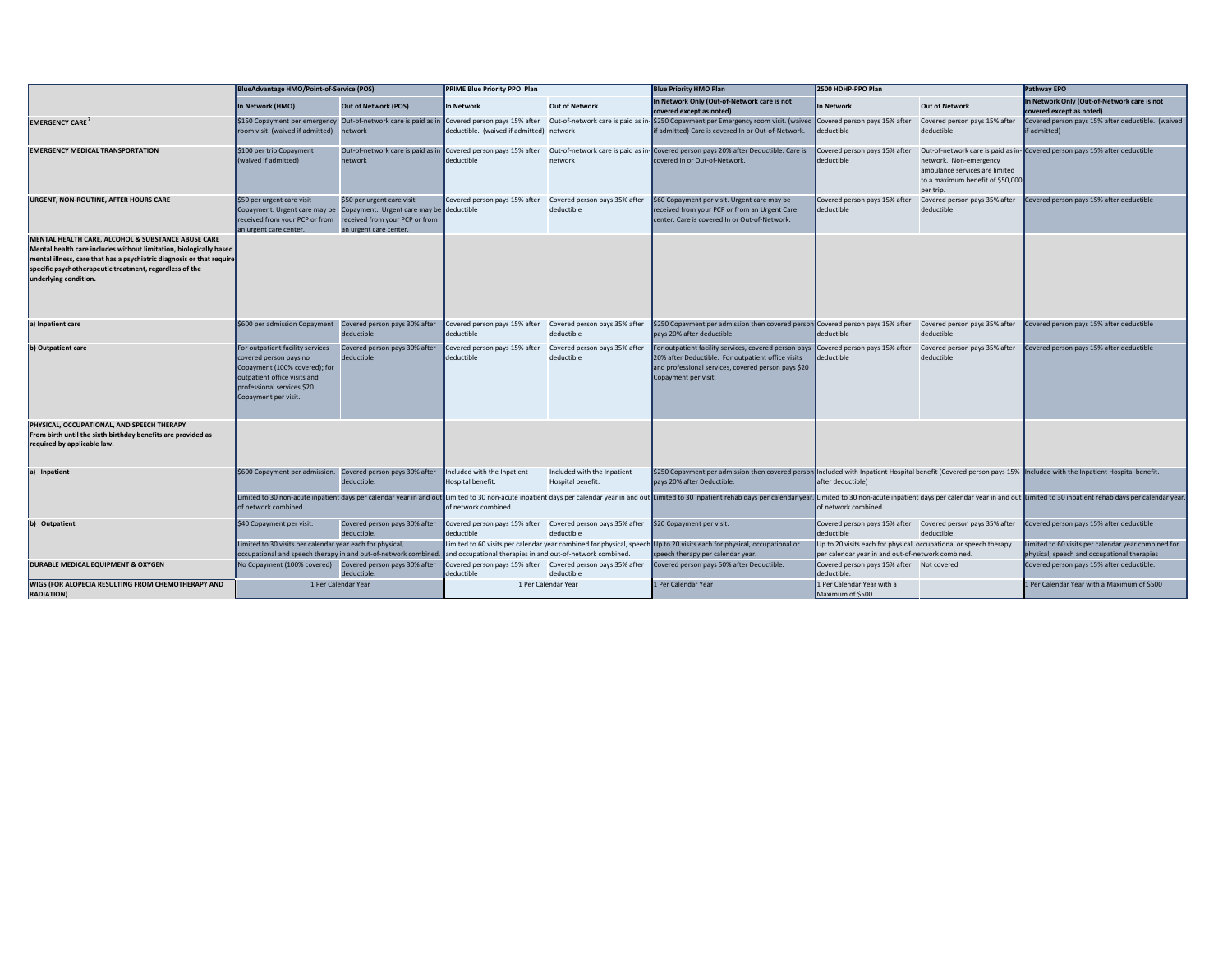| | BlueAdvantage HMO/Point-of-Service (POS) | | PRIME Blue Priority PPO Plan | | Blue Priority HMO Plan | 2500 HDHP-PPO Plan | | Pathway EPO |
|---|---|---|---|---|---|---|---|---|
| | In Network (HMO) | Out of Network (POS) | In Network | Out of Network | In Network Only (Out-of-Network care is not covered except as noted) | In Network | Out of Network | In Network Only (Out-of-Network care is not covered except as noted) |
| **EMERGENCY CARE [7]** | $150 Copayment per emergency room visit. (waived if admitted) | Out-of-network care is paid as in network | Covered person pays 15% after deductible. (waived if admitted) | Out-of-network care is paid as in-network | $250 Copayment per Emergency room visit. (waived if admitted) Care is covered In or Out-of-Network. | Covered person pays 15% after deductible | Covered person pays 15% after deductible | Covered person pays 15% after deductible. (waived if admitted) |
| **EMERGENCY MEDICAL TRANSPORTATION** | $100 per trip Copayment (waived if admitted) | Out-of-network care is paid as in network | Covered person pays 15% after deductible | Out-of-network care is paid as in-network | Covered person pays 20% after Deductible. Care is covered In or Out-of-Network. | Covered person pays 15% after deductible | Out-of-network care is paid as in-network. Non-emergency ambulance services are limited to a maximum benefit of $50,000 per trip. | Covered person pays 15% after deductible |
| **URGENT, NON-ROUTINE, AFTER HOURS CARE** | $50 per urgent care visit Copayment. Urgent care may be received from your PCP or from an urgent care center. | $50 per urgent care visit Copayment. Urgent care may be received from your PCP or from an urgent care center. | Covered person pays 15% after deductible | Covered person pays 35% after deductible | $60 Copayment per visit. Urgent care may be received from your PCP or from an Urgent Care center. Care is covered In or Out-of-Network. | Covered person pays 15% after deductible | Covered person pays 35% after deductible | Covered person pays 15% after deductible |
| **MENTAL HEALTH CARE, ALCOHOL & SUBSTANCE ABUSE CARE** Mental health care includes without limitation, biologically based mental illness, care that has a psychiatric diagnosis or that require specific psychotherapeutic treatment, regardless of the underlying condition. | | | | | | | | |
| **a) Inpatient care** | $600 per admission Copayment | Covered person pays 30% after deductible | Covered person pays 15% after deductible | Covered person pays 35% after deductible | $250 Copayment per admission then covered person pays 20% after deductible | Covered person pays 15% after deductible | Covered person pays 35% after deductible | Covered person pays 15% after deductible |
| **b) Outpatient care** | For outpatient facility services covered person pays no Copayment (100% covered); for outpatient office visits and professional services $20 Copayment per visit. | Covered person pays 30% after deductible | Covered person pays 15% after deductible | Covered person pays 35% after deductible | For outpatient facility services, covered person pays 20% after Deductible. For outpatient office visits and professional services, covered person pays $20 Copayment per visit. | Covered person pays 15% after deductible | Covered person pays 35% after deductible | Covered person pays 15% after deductible |
| **PHYSICAL, OCCUPATIONAL, AND SPEECH THERAPY** From birth until the sixth birthday benefits are provided as required by applicable law. | | | | | | | | |
| **a) Inpatient** | $600 Copayment per admission. | Covered person pays 30% after deductible. | Included with the Inpatient Hospital benefit. | Included with the Inpatient Hospital benefit. | $250 Copayment per admission then covered person pays 20% after Deductible. | Included with Inpatient Hospital benefit (Covered person pays 15% after deductible) | | Included with the Inpatient Hospital benefit. |
| | Limited to 30 non-acute inpatient days per calendar year in and out of network combined. | | Limited to 30 non-acute inpatient days per calendar year in and out of network combined. | | Limited to 30 inpatient rehab days per calendar year. | Limited to 30 non-acute inpatient days per calendar year in and out of network combined. | | Limited to 30 inpatient rehab days per calendar year. |
| **b) Outpatient** | $40 Copayment per visit. | Covered person pays 30% after deductible. | Covered person pays 15% after deductible | Covered person pays 35% after deductible | $20 Copayment per visit. | Covered person pays 15% after deductible | Covered person pays 35% after deductible | Covered person pays 15% after deductible |
| | Limited to 30 visits per calendar year each for physical, occupational and speech therapy in and out-of-network combined. | | Limited to 60 visits per calendar year combined for physical, speech and occupational therapies in and out-of-network combined. | | Up to 20 visits each for physical, occupational or speech therapy per calendar year. | Up to 20 visits each for physical, occupational or speech therapy per calendar year in and out-of-network combined. | | Limited to 60 visits per calendar year combined for physical, speech and occupational therapies |
| **DURABLE MEDICAL EQUIPMENT & OXYGEN** | No Copayment (100% covered) | Covered person pays 30% after deductible. | Covered person pays 15% after deductible | Covered person pays 35% after deductible | Covered person pays 50% after Deductible. | Covered person pays 15% after deductible. | Not covered | Covered person pays 15% after deductible. |
| **WIGS (FOR ALOPECIA RESULTING FROM CHEMOTHERAPY AND RADIATION)** | 1 Per Calendar Year | | 1 Per Calendar Year | | 1 Per Calendar Year | 1 Per Calendar Year with a Maximum of $500 | | 1 Per Calendar Year with a Maximum of $500 |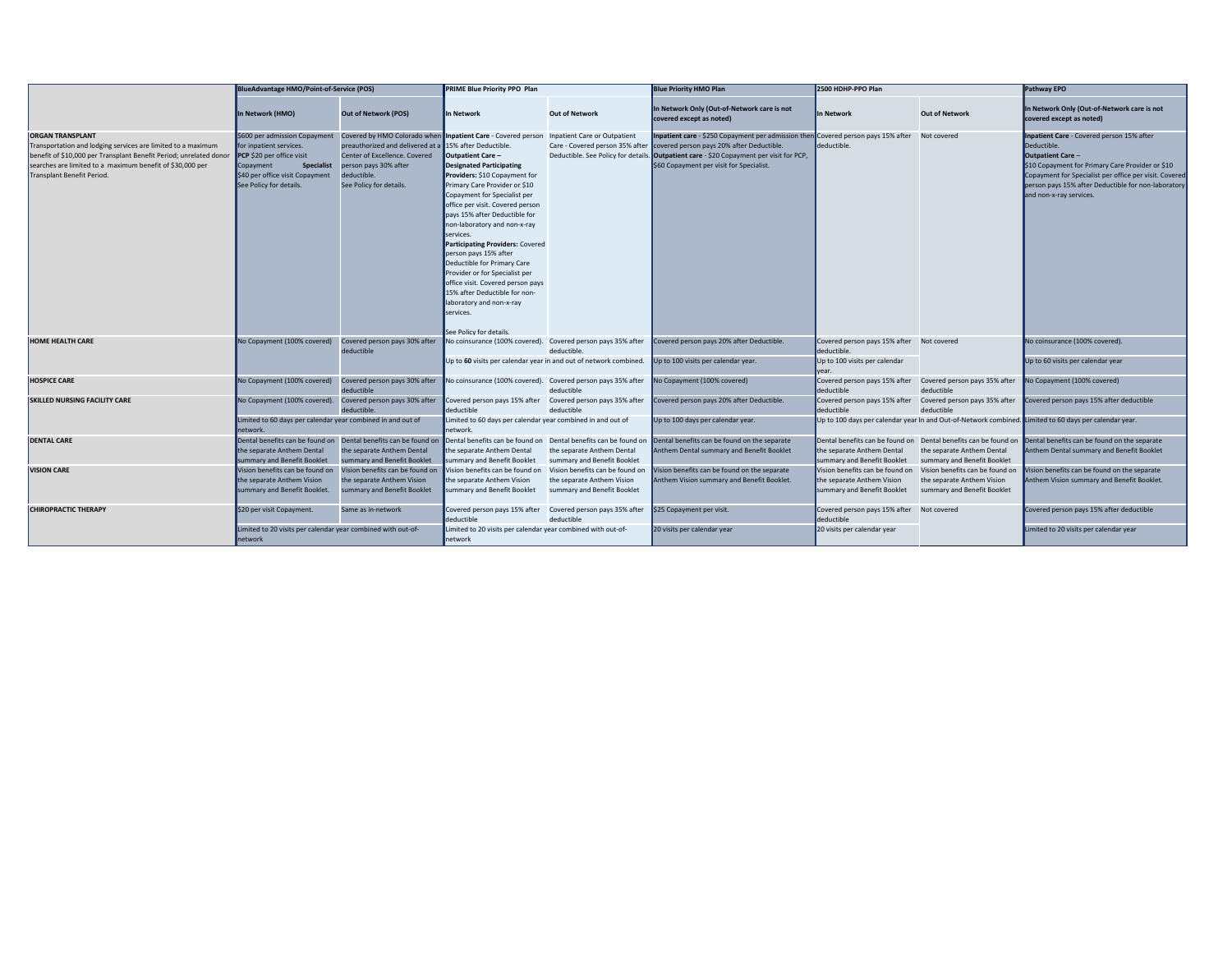| | BlueAdvantage HMO/Point-of-Service (POS) | | PRIME Blue Priority PPO Plan | | Blue Priority HMO Plan | 2500 HDHP-PPO Plan | | Pathway EPO |
|---|---|---|---|---|---|---|---|---|
| | **In Network (HMO)** | **Out of Network (POS)** | **In Network** | **Out of Network** | **In Network Only (Out-of-Network care is not covered except as noted)** | **In Network** | **Out of Network** | **In Network Only (Out-of-Network care is not covered except as noted)** |
| **ORGAN TRANSPLANT** Transportation and lodging services are limited to a maximum benefit of $10,000 per Transplant Benefit Period; unrelated donor searches are limited to a maximum benefit of $30,000 per Transplant Benefit Period. | $600 per admission Copayment for inpatient services. **PCP** $20 per office visit Copayment **Specialist** $40 per office visit Copayment See Policy for details. | Covered by HMO Colorado when preauthorized and delivered at a Center of Excellence. Covered person pays 30% after deductible. See Policy for details. | **Inpatient Care** - Covered person 15% after Deductible. **Outpatient Care – Designated Participating Providers:** $10 Copayment for Primary Care Provider or $10 Copayment for Specialist per office per visit. Covered person pays 15% after Deductible for non-laboratory and non-x-ray services. **Participating Providers:** Covered person pays 15% after Deductible for Primary Care Provider or for Specialist per office visit. Covered person pays 15% after Deductible for non-laboratory and non-x-ray services. See Policy for details. | Inpatient Care or Outpatient Care - Covered person 35% after Deductible. See Policy for details. | **Inpatient care** - $250 Copayment per admission then covered person pays 20% after Deductible. **Outpatient care** - $20 Copayment per visit for PCP, $60 Copayment per visit for Specialist. | Covered person pays 15% after deductible. | Not covered | **Inpatient Care** - Covered person 15% after Deductible. **Outpatient Care –** $10 Copayment for Primary Care Provider or $10 Copayment for Specialist per office per visit. Covered person pays 15% after Deductible for non-laboratory and non-x-ray services. |
| **HOME HEALTH CARE** | No Copayment (100% covered) | Covered person pays 30% after deductible | No coinsurance (100% covered). | Covered person pays 35% after deductible. | Covered person pays 20% after Deductible. | Covered person pays 15% after deductible. | Not covered | No coinsurance (100% covered). |
| | | | Up to **60** visits per calendar year in and out of network combined. | | Up to 100 visits per calendar year. | Up to 100 visits per calendar year. | | Up to 60 visits per calendar year |
| **HOSPICE CARE** | No Copayment (100% covered) | Covered person pays 30% after deductible | No coinsurance (100% covered). | Covered person pays 35% after deductible | No Copayment (100% covered) | Covered person pays 15% after deductible | Covered person pays 35% after deductible | No Copayment (100% covered) |
| **SKILLED NURSING FACILITY CARE** | No Copayment (100% covered). | Covered person pays 30% after deductible. | Covered person pays 15% after deductible | Covered person pays 35% after deductible | Covered person pays 20% after Deductible. | Covered person pays 15% after deductible | Covered person pays 35% after deductible | Covered person pays 15% after deductible |
| | Limited to 60 days per calendar year combined in and out of network. | | Limited to 60 days per calendar year combined in and out of network. | | Up to 100 days per calendar year. | Up to 100 days per calendar year In and Out-of-Network combined. | | Limited to 60 days per calendar year. |
| **DENTAL CARE** | Dental benefits can be found on the separate Anthem Dental summary and Benefit Booklet | Dental benefits can be found on the separate Anthem Dental summary and Benefit Booklet | Dental benefits can be found on the separate Anthem Dental summary and Benefit Booklet | Dental benefits can be found on the separate Anthem Dental summary and Benefit Booklet | Dental benefits can be found on the separate Anthem Dental summary and Benefit Booklet | Dental benefits can be found on the separate Anthem Dental summary and Benefit Booklet | Dental benefits can be found on the separate Anthem Dental summary and Benefit Booklet | Dental benefits can be found on the separate Anthem Dental summary and Benefit Booklet |
| **VISION CARE** | Vision benefits can be found on the separate Anthem Vision summary and Benefit Booklet. | Vision benefits can be found on the separate Anthem Vision summary and Benefit Booklet | Vision benefits can be found on the separate Anthem Vision summary and Benefit Booklet | Vision benefits can be found on the separate Anthem Vision summary and Benefit Booklet | Vision benefits can be found on the separate Anthem Vision summary and Benefit Booklet. | Vision benefits can be found on the separate Anthem Vision summary and Benefit Booklet | Vision benefits can be found on the separate Anthem Vision summary and Benefit Booklet | Vision benefits can be found on the separate Anthem Vision summary and Benefit Booklet. |
| **CHIROPRACTIC THERAPY** | $20 per visit Copayment. | Same as in-network | Covered person pays 15% after deductible | Covered person pays 35% after deductible | $25 Copayment per visit. | Covered person pays 15% after deductible | Not covered | Covered person pays 15% after deductible |
| | Limited to 20 visits per calendar year combined with out-of-network | | Limited to 20 visits per calendar year combined with out-of-network | | 20 visits per calendar year | 20 visits per calendar year | | Limited to 20 visits per calendar year |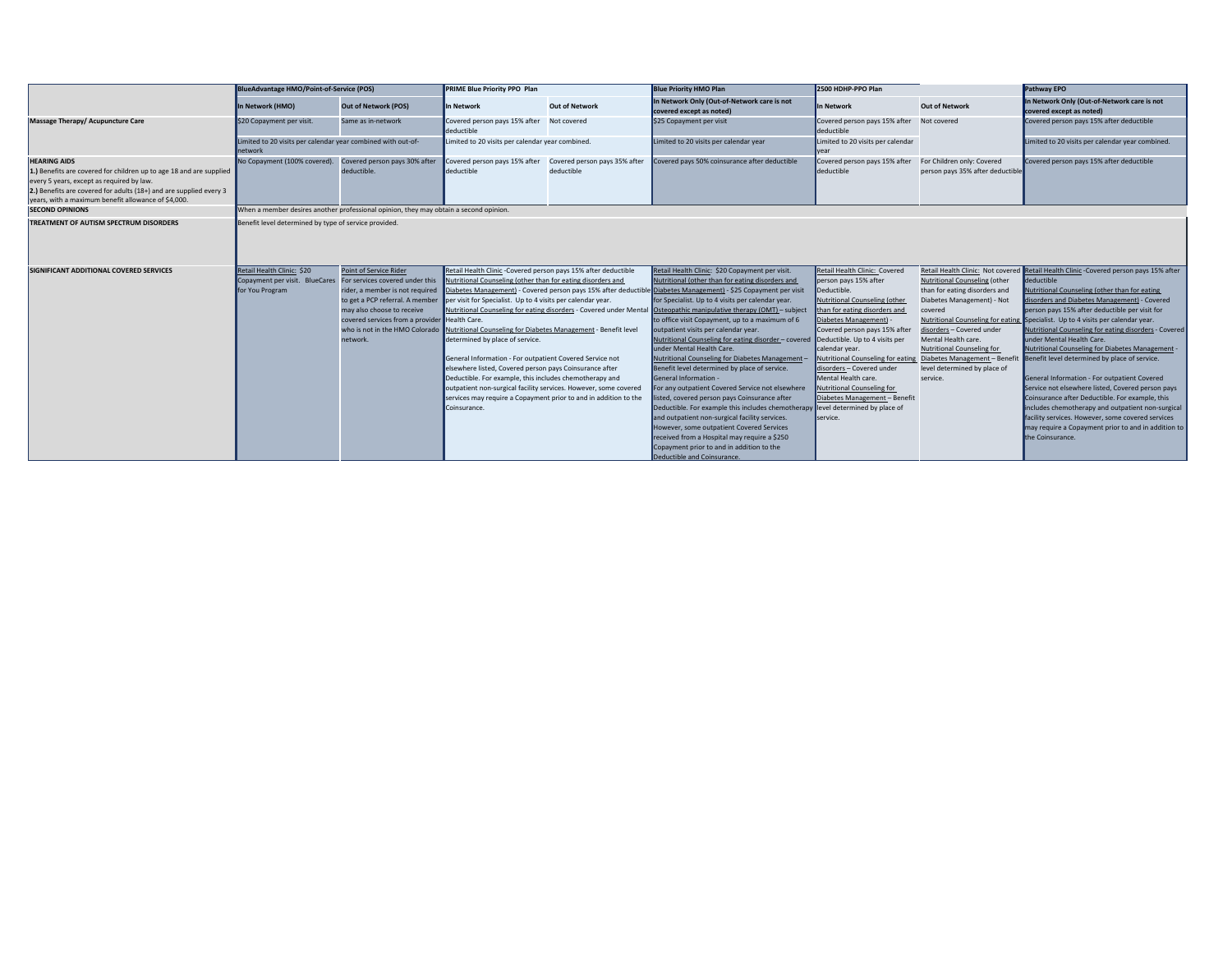| | BlueAdvantage HMO/Point-of-Service (POS) | | PRIME Blue Priority PPO Plan | | Blue Priority HMO Plan | 2500 HDHP-PPO Plan | | Pathway EPO |
|---|---|---|---|---|---|---|---|---|
| | In Network (HMO) | Out of Network (POS) | In Network | Out of Network | In Network Only (Out-of-Network care is not covered except as noted) | In Network | Out of Network | In Network Only (Out-of-Network care is not covered except as noted) |
| **Massage Therapy/ Acupuncture Care** | $20 Copayment per visit. | Same as in-network | Covered person pays 15% after deductible | Not covered | $25 Copayment per visit | Covered person pays 15% after deductible | Not covered | Covered person pays 15% after deductible |
| | Limited to 20 visits per calendar year combined with out-of-network | | Limited to 20 visits per calendar year combined. | | Limited to 20 visits per calendar year | Limited to 20 visits per calendar year | | Limited to 20 visits per calendar year combined. |
| **HEARING AIDS**<br>**1.)** Benefits are covered for children up to age 18 and are supplied every 5 years, except as required by law.<br>**2.)** Benefits are covered for adults (18+) and are supplied every 3 years, with a maximum benefit allowance of $4,000. | No Copayment (100% covered). | Covered person pays 30% after deductible. | Covered person pays 15% after deductible | Covered person pays 35% after deductible | Covered pays 50% coinsurance after deductible | Covered person pays 15% after deductible | For Children only: Covered person pays 35% after deductible | Covered person pays 15% after deductible |
| **SECOND OPINIONS** | When a member desires another professional opinion, they may obtain a second opinion. | | | | | | | |
| **TREATMENT OF AUTISM SPECTRUM DISORDERS** | Benefit level determined by type of service provided. | | | | | | | |
| **SIGNIFICANT ADDITIONAL COVERED SERVICES** | Retail Health Clinic: $20 Copayment per visit. BlueCares for You Program | Point of Service Rider<br>For services covered under this rider, a member is not required to get a PCP referral. A member may also choose to receive covered services from a provider who is not in the HMO Colorado network. | Retail Health Clinic -Covered person pays 15% after deductible<br>Nutritional Counseling (other than for eating disorders and Diabetes Management) - Covered person pays 15% after deductible per visit for Specialist. Up to 4 visits per calendar year.<br>Nutritional Counseling for eating disorders - Covered under Mental Health Care.<br>Nutritional Counseling for Diabetes Management - Benefit level determined by place of service.<br><br>General Information - For outpatient Covered Service not elsewhere listed, Covered person pays Coinsurance after Deductible. For example, this includes chemotherapy and outpatient non-surgical facility services. However, some covered services may require a Copayment prior to and in addition to the Coinsurance. | | Retail Health Clinic: $20 Copayment per visit.<br>Nutritional (other than for eating disorders and Diabetes Management) - $25 Copayment per visit for Specialist. Up to 4 visits per calendar year.<br>Osteopathic manipulative therapy (OMT) – subject to office visit Copayment, up to a maximum of 6 outpatient visits per calendar year.<br>Nutritional Counseling for eating disorder – covered under Mental Health Care.<br>Nutritional Counseling for Diabetes Management – Benefit level determined by place of service.<br>General Information -<br>For any outpatient Covered Service not elsewhere listed, covered person pays Coinsurance after Deductible. For example this includes chemotherapy and outpatient non-surgical facility services. However, some outpatient Covered Services received from a Hospital may require a $250 Copayment prior to and in addition to the Deductible and Coinsurance. | Retail Health Clinic: Covered person pays 15% after Deductible.<br>Nutritional Counseling (other than for eating disorders and Diabetes Management) - Covered person pays 15% after Deductible. Up to 4 visits per calendar year.<br>Nutritional Counseling for eating disorders – Covered under Mental Health care.<br>Nutritional Counseling for Diabetes Management – Benefit level determined by place of service. | Retail Health Clinic: Not covered<br>Nutritional Counseling (other than for eating disorders and Diabetes Management) - Not covered<br>Nutritional Counseling for eating disorders – Covered under Mental Health care.<br>Nutritional Counseling for Diabetes Management – Benefit level determined by place of service. | Retail Health Clinic -Covered person pays 15% after deductible<br>Nutritional Counseling (other than for eating disorders and Diabetes Management) - Covered person pays 15% after deductible per visit for Specialist. Up to 4 visits per calendar year.<br>Nutritional Counseling for eating disorders - Covered under Mental Health Care.<br>Nutritional Counseling for Diabetes Management - Benefit level determined by place of service.<br><br>General Information - For outpatient Covered Service not elsewhere listed, Covered person pays Coinsurance after Deductible. For example, this includes chemotherapy and outpatient non-surgical facility services. However, some covered services may require a Copayment prior to and in addition to the Coinsurance. |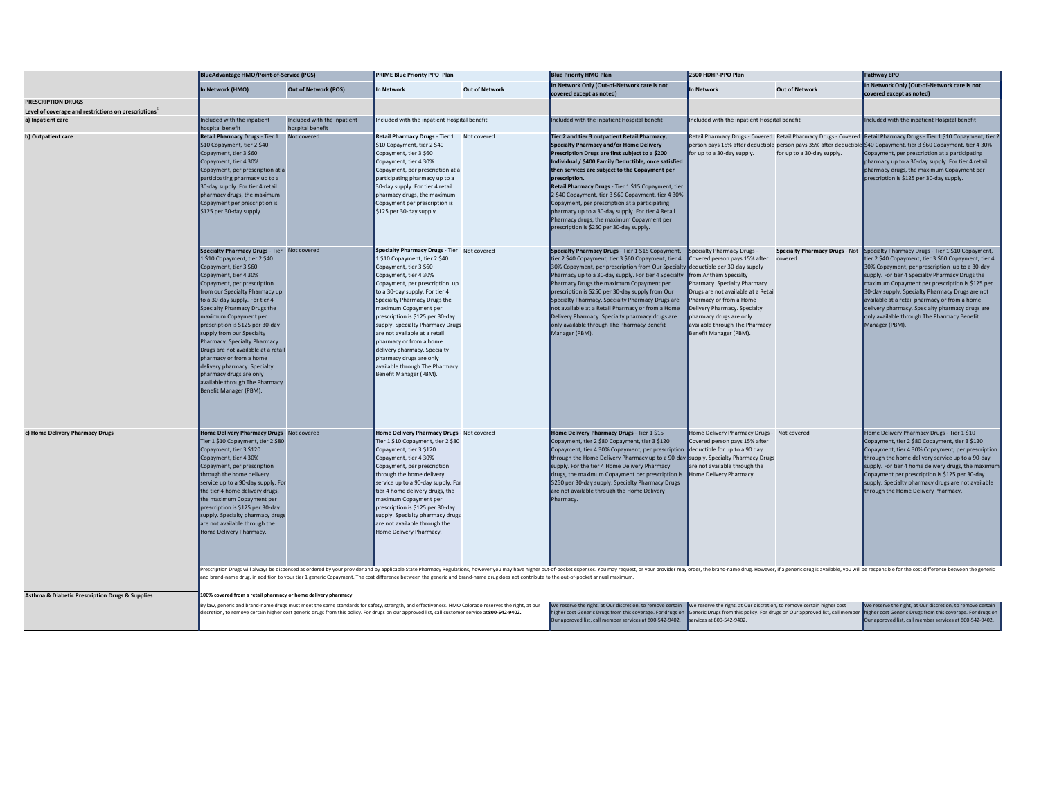| | BlueAdvantage HMO/Point-of-Service (POS) | | PRIME Blue Priority PPO Plan | | Blue Priority HMO Plan | 2500 HDHP-PPO Plan | | Pathway EPO |
|---|---|---|---|---|---|---|---|---|
| | In Network (HMO) | Out of Network (POS) | In Network | Out of Network | In Network Only (Out-of-Network care is not covered except as noted) | In Network | Out of Network | In Network Only (Out-of-Network care is not covered except as noted) |
| **PRESCRIPTION DRUGS** | | | | | | | | |
| **Level of coverage and restrictions on prescriptions**[6] | | | | | | | | |
| **a) Inpatient care** | Included with the inpatient hospital benefit | Included with the inpatient hospital benefit | Included with the inpatient Hospital benefit | | Included with the inpatient Hospital benefit | Included with the inpatient Hospital benefit | | Included with the inpatient Hospital benefit |
| **b) Outpatient care** | **Retail Pharmacy Drugs** - Tier 1 $10 Copayment, tier 2 $40 Copayment, tier 3 $60 Copayment, tier 4 30% Copayment, per prescription at a participating pharmacy up to a 30-day supply. For tier 4 retail pharmacy drugs, the maximum Copayment per prescription is $125 per 30-day supply. | Not covered | **Retail Pharmacy Drugs** - Tier 1 $10 Copayment, tier 2 $40 Copayment, tier 3 $60 Copayment, tier 4 30% Copayment, per prescription at a participating pharmacy up to a 30-day supply. For tier 4 retail pharmacy drugs, the maximum Copayment per prescription is $125 per 30-day supply. | Not covered | **Tier 2 and tier 3 outpatient Retail Pharmacy, Specialty Pharmacy and/or Home Delivery Prescription Drugs are first subject to a $200 Individual / $400 Family Deductible, once satisfied then services are subject to the Copayment per prescription.** **Retail Pharmacy Drugs** - Tier 1 $15 Copayment, tier 2 $40 Copayment, tier 3 $60 Copayment, tier 4 30% Copayment, per prescription at a participating pharmacy up to a 30-day supply. For tier 4 Retail Pharmacy drugs, the maximum Copayment per prescription is $250 per 30-day supply. | Retail Pharmacy Drugs - Covered person pays 15% after deductible for up to a 30-day supply. | Retail Pharmacy Drugs - Covered person pays 35% after deductible for up to a 30-day supply. | Retail Pharmacy Drugs - Tier 1 $10 Copayment, tier 2 $40 Copayment, tier 3 $60 Copayment, tier 4 30% Copayment, per prescription at a participating pharmacy up to a 30-day supply. For tier 4 retail pharmacy drugs, the maximum Copayment per prescription is $125 per 30-day supply. |
| | **Specialty Pharmacy Drugs** - Tier 1 $10 Copayment, tier 2 $40 Copayment, tier 3 $60 Copayment, tier 4 30% Copayment, per prescription from our Specialty Pharmacy up to a 30-day supply. For tier 4 Specialty Pharmacy Drugs the maximum Copayment per prescription is $125 per 30-day supply from our Specialty Pharmacy. Specialty Pharmacy Drugs are not available at a retail pharmacy or from a home delivery pharmacy. Specialty pharmacy drugs are only available through The Pharmacy Benefit Manager (PBM). | Not covered | **Specialty Pharmacy Drugs** - Tier 1 $10 Copayment, tier 2 $40 Copayment, tier 3 $60 Copayment, tier 4 30% Copayment, per prescription up to a 30-day supply. For tier 4 Specialty Pharmacy Drugs the maximum Copayment per prescription is $125 per 30-day supply. Specialty Pharmacy Drugs are not available at a retail pharmacy or from a home delivery pharmacy. Specialty pharmacy drugs are only available through The Pharmacy Benefit Manager (PBM). | Not covered | **Specialty Pharmacy Drugs** - Tier 1 $15 Copayment, tier 2 $40 Copayment, tier 3 $60 Copayment, tier 4 30% Copayment, per prescription from Our Specialty Pharmacy up to a 30-day supply. For tier 4 Specialty Pharmacy Drugs the maximum Copayment per prescription is $250 per 30-day supply from Our Specialty Pharmacy. Specialty Pharmacy Drugs are not available at a Retail Pharmacy or from a Home Delivery Pharmacy. Specialty pharmacy drugs are only available through The Pharmacy Benefit Manager (PBM). | Specialty Pharmacy Drugs - Covered person pays 15% after deductible per 30-day supply from Anthem Specialty Pharmacy. Specialty Pharmacy Drugs are not available at a Retail Pharmacy or from a Home Delivery Pharmacy. Specialty pharmacy drugs are only available through The Pharmacy Benefit Manager (PBM). | **Specialty Pharmacy Drugs** - Not covered | Specialty Pharmacy Drugs - Tier 1 $10 Copayment, tier 2 $40 Copayment, tier 3 $60 Copayment, tier 4 30% Copayment, per prescription up to a 30-day supply. For tier 4 Specialty Pharmacy Drugs the maximum Copayment per prescription is $125 per 30-day supply. Specialty Pharmacy Drugs are not available at a retail pharmacy or from a home delivery pharmacy. Specialty pharmacy drugs are only available through The Pharmacy Benefit Manager (PBM). |
| **c) Home Delivery Pharmacy Drugs** | **Home Delivery Pharmacy Drugs** - Tier 1 $10 Copayment, tier 2 $80 Copayment, tier 3 $120 Copayment, tier 4 30% Copayment, per prescription through the home delivery service up to a 90-day supply. For the tier 4 home delivery drugs, the maximum Copayment per prescription is $125 per 30-day supply. Specialty pharmacy drugs are not available through the Home Delivery Pharmacy. | Not covered | **Home Delivery Pharmacy Drugs** - Tier 1 $10 Copayment, tier 2 $80 Copayment, tier 3 $120 Copayment, tier 4 30% Copayment, per prescription through the home delivery service up to a 90-day supply. For tier 4 home delivery drugs, the maximum Copayment per prescription is $125 per 30-day supply. Specialty pharmacy drugs are not available through the Home Delivery Pharmacy. | Not covered | **Home Delivery Pharmacy Drugs** - Tier 1 $15 Copayment, tier 2 $80 Copayment, tier 3 $120 Copayment, tier 4 30% Copayment, per prescription through the Home Delivery Pharmacy up to a 90-day supply. For the tier 4 Home Delivery Pharmacy drugs, the maximum Copayment per prescription is $250 per 30-day supply. Specialty Pharmacy Drugs are not available through the Home Delivery Pharmacy. | Home Delivery Pharmacy Drugs - Covered person pays 15% after deductible for up to a 90 day supply. Specialty Pharmacy Drugs are not available through the Home Delivery Pharmacy. | Not covered | Home Delivery Pharmacy Drugs - Tier 1 $10 Copayment, tier 2 $80 Copayment, tier 3 $120 Copayment, tier 4 30% Copayment, per prescription through the home delivery service up to a 90-day supply. For tier 4 home delivery drugs, the maximum Copayment per prescription is $125 per 30-day supply. Specialty pharmacy drugs are not available through the Home Delivery Pharmacy. |
| | Prescription Drugs will always be dispensed as ordered by your provider and by applicable State Pharmacy Regulations, however you may have higher out-of-pocket expenses. You may request, or your provider may order, the brand-name drug. However, if a generic drug is available, you will be responsible for the cost difference between the generic and brand-name drug, in addition to your tier 1 generic Copayment. The cost difference between the generic and brand-name drug does not contribute to the out-of-pocket annual maximum. | | | | | | | |
| **Asthma & Diabetic Prescription Drugs & Supplies** | **100% covered from a retail pharmacy or home delivery pharmacy** | | | | | | | |
| | By law, generic and brand-name drugs must meet the same standards for safety, strength, and effectiveness. HMO Colorado reserves the right, at our discretion, to remove certain higher cost generic drugs from this policy. For drugs on our approved list, call customer service at **800-542-9402.** | | | | We reserve the right, at Our discretion, to remove certain higher cost Generic Drugs from this coverage. For drugs on Our approved list, call member services at 800-542-9402. | We reserve the right, at Our discretion, to remove certain higher cost Generic Drugs from this policy. For drugs on Our approved list, call member services at 800-542-9402. | | We reserve the right, at Our discretion, to remove certain higher cost Generic Drugs from this coverage. For drugs on Our approved list, call member services at 800-542-9402. |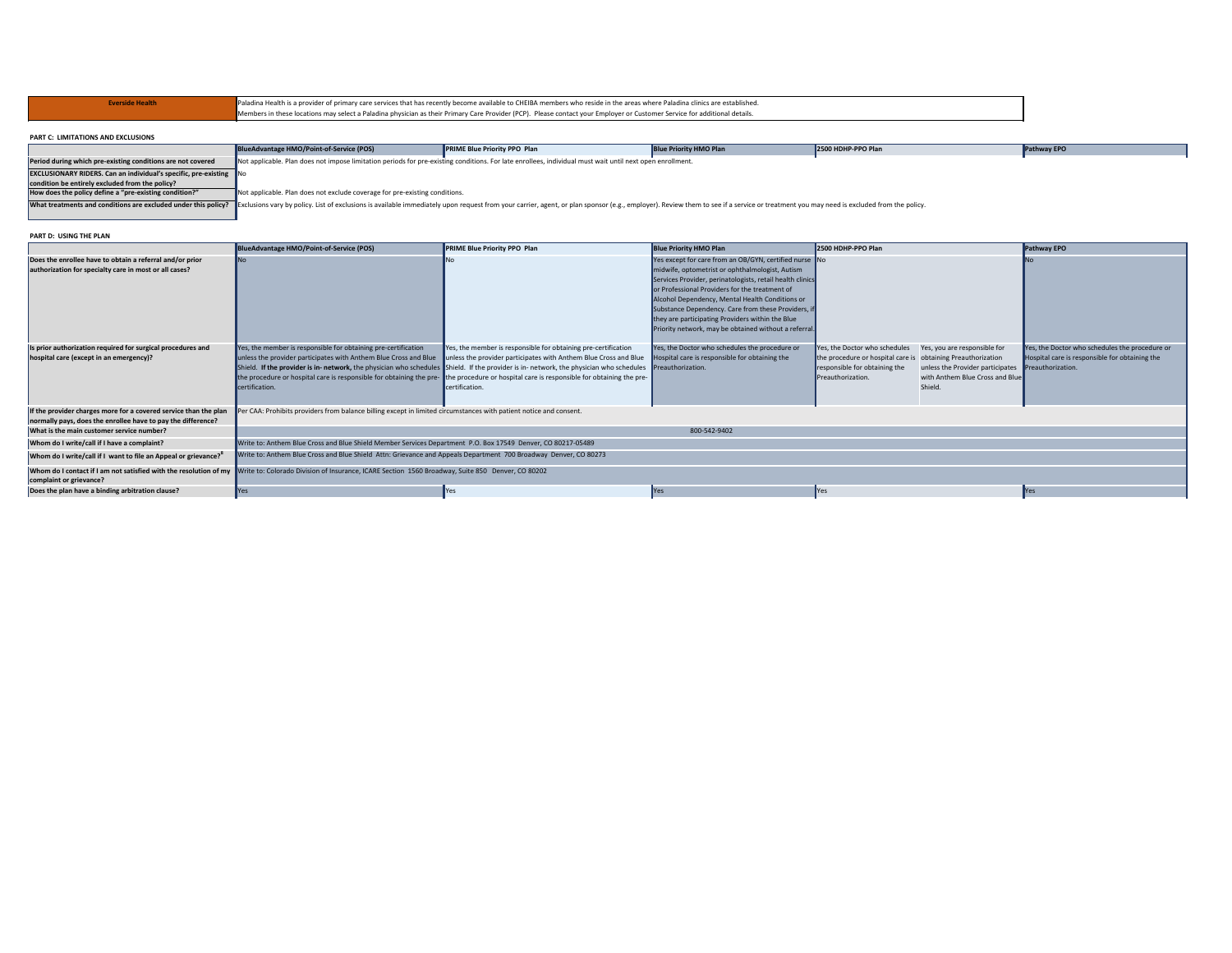| Everside Health | Paladina Health is a provider of primary care services that has recently become available to CHEIBA members who reside in the areas where Paladina clinics are established. Members in these locations may select a Paladina physician as their Primary Care Provider (PCP). Please contact your Employer or Customer Service for additional details. |
|---|---|

**PART C: LIMITATIONS AND EXCLUSIONS**

| | BlueAdvantage HMO/Point-of-Service (POS) | PRIME Blue Priority PPO Plan | Blue Priority HMO Plan | 2500 HDHP-PPO Plan | Pathway EPO |
|---|---|---|---|---|---|
| Period during which pre-existing conditions are not covered | Not applicable. Plan does not impose limitation periods for pre-existing conditions. For late enrollees, individual must wait until next open enrollment. | | | | |
| EXCLUSIONARY RIDERS. Can an individual's specific, pre-existing condition be entirely excluded from the policy? | No | | | | |
| How does the policy define a "pre-existing condition?" | Not applicable. Plan does not exclude coverage for pre-existing conditions. | | | | |
| What treatments and conditions are excluded under this policy? | Exclusions vary by policy. List of exclusions is available immediately upon request from your carrier, agent, or plan sponsor (e.g., employer). Review them to see if a service or treatment you may need is excluded from the policy. | | | | |

**PART D: USING THE PLAN**

| | BlueAdvantage HMO/Point-of-Service (POS) | PRIME Blue Priority PPO Plan | Blue Priority HMO Plan | 2500 HDHP-PPO Plan | | Pathway EPO |
|---|---|---|---|---|---|---|
| Does the enrollee have to obtain a referral and/or prior authorization for specialty care in most or all cases? | No | No | Yes except for care from an OB/GYN, certified nurse midwife, optometrist or ophthalmologist, Autism Services Provider, perinatologists, retail health clinics or Professional Providers for the treatment of Alcohol Dependency, Mental Health Conditions or Substance Dependency. Care from these Providers, if they are participating Providers within the Blue Priority network, may be obtained without a referral. | No | | No |
| Is prior authorization required for surgical procedures and hospital care (except in an emergency)? | Yes, the member is responsible for obtaining pre-certification unless the provider participates with Anthem Blue Cross and Blue Shield. **If the provider is in- network,** the physician who schedules the procedure or hospital care is responsible for obtaining the pre-certification. | Yes, the member is responsible for obtaining pre-certification unless the provider participates with Anthem Blue Cross and Blue Shield. If the provider is in- network, the physician who schedules the procedure or hospital care is responsible for obtaining the pre-certification. | Yes, the Doctor who schedules the procedure or Hospital care is responsible for obtaining the Preauthorization. | Yes, the Doctor who schedules the procedure or hospital care is responsible for obtaining the Preauthorization. | Yes, you are responsible for obtaining Preauthorization unless the Provider participates with Anthem Blue Cross and Blue Shield. | Yes, the Doctor who schedules the procedure or Hospital care is responsible for obtaining the Preauthorization. |
| If the provider charges more for a covered service than the plan normally pays, does the enrollee have to pay the difference? | Per CAA: Prohibits providers from balance billing except in limited circumstances with patient notice and consent. | | | | | |
| What is the main customer service number? | 800-542-9402 | | | | | |
| Whom do I write/call if I have a complaint? | Write to: Anthem Blue Cross and Blue Shield Member Services Department P.O. Box 17549 Denver, CO 80217-05489 | | | | | |
| Whom do I write/call if I want to file an Appeal or grievance?[8] | Write to: Anthem Blue Cross and Blue Shield Attn: Grievance and Appeals Department 700 Broadway Denver, CO 80273 | | | | | |
| Whom do I contact if I am not satisfied with the resolution of my complaint or grievance? | Write to: Colorado Division of Insurance, ICARE Section 1560 Broadway, Suite 850 Denver, CO 80202 | | | | | |
| Does the plan have a binding arbitration clause? | Yes | Yes | Yes | Yes | | Yes |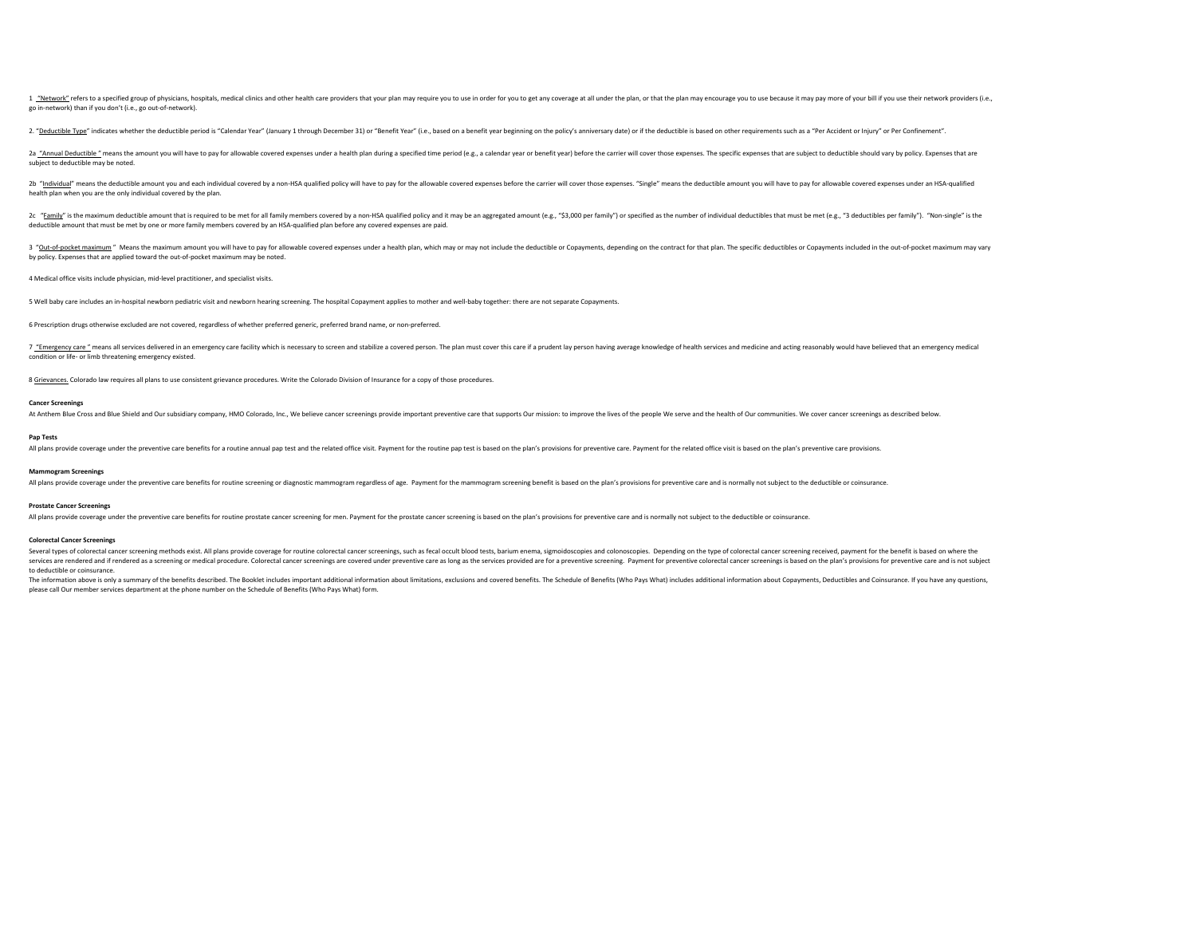1 "Network" refers to a specified group of physicians, hospitals, medical clinics and other health care providers that your plan may require you to use in order for you to get any coverage at all under the plan, or that the plan may encourage you to use because it may pay more of your bill if you use their network providers (i.e., go in-network) than if you don't (i.e., go out-of-network).

2. "Deductible Type" indicates whether the deductible period is "Calendar Year" (January 1 through December 31) or "Benefit Year" (i.e., based on a benefit year beginning on the policy's anniversary date) or if the deductible is based on other requirements such as a "Per Accident or Injury" or Per Confinement".

2a "Annual Deductible " means the amount you will have to pay for allowable covered expenses under a health plan during a specified time period (e.g., a calendar year or benefit year) before the carrier will cover those expenses. The specific expenses that are subject to deductible should vary by policy. Expenses that are subject to deductible may be noted.

2b "Individual" means the deductible amount you and each individual covered by a non-HSA qualified policy will have to pay for the allowable covered expenses before the carrier will cover those expenses. "Single" means the deductible amount you will have to pay for allowable covered expenses under an HSA-qualified health plan when you are the only individual covered by the plan.

2c "Family" is the maximum deductible amount that is required to be met for all family members covered by a non-HSA qualified policy and it may be an aggregated amount (e.g., "$3,000 per family") or specified as the number of individual deductibles that must be met (e.g., "3 deductibles per family"). "Non-single" is the deductible amount that must be met by one or more family members covered by an HSA-qualified plan before any covered expenses are paid.

3 "Out-of-pocket maximum " Means the maximum amount you will have to pay for allowable covered expenses under a health plan, which may or may not include the deductible or Copayments, depending on the contract for that plan. The specific deductibles or Copayments included in the out-of-pocket maximum may vary by policy. Expenses that are applied toward the out-of-pocket maximum may be noted.

4 Medical office visits include physician, mid-level practitioner, and specialist visits.

5 Well baby care includes an in-hospital newborn pediatric visit and newborn hearing screening. The hospital Copayment applies to mother and well-baby together: there are not separate Copayments.

6 Prescription drugs otherwise excluded are not covered, regardless of whether preferred generic, preferred brand name, or non-preferred.

7 "Emergency care " means all services delivered in an emergency care facility which is necessary to screen and stabilize a covered person. The plan must cover this care if a prudent lay person having average knowledge of health services and medicine and acting reasonably would have believed that an emergency medical condition or life- or limb threatening emergency existed.

8 Grievances. Colorado law requires all plans to use consistent grievance procedures. Write the Colorado Division of Insurance for a copy of those procedures.

**Cancer Screenings**

At Anthem Blue Cross and Blue Shield and Our subsidiary company, HMO Colorado, Inc., We believe cancer screenings provide important preventive care that supports Our mission: to improve the lives of the people We serve and the health of Our communities. We cover cancer screenings as described below.

**Pap Tests**

All plans provide coverage under the preventive care benefits for a routine annual pap test and the related office visit. Payment for the routine pap test is based on the plan's provisions for preventive care. Payment for the related office visit is based on the plan's preventive care provisions.

**Mammogram Screenings**

All plans provide coverage under the preventive care benefits for routine screening or diagnostic mammogram regardless of age. Payment for the mammogram screening benefit is based on the plan's provisions for preventive care and is normally not subject to the deductible or coinsurance.

**Prostate Cancer Screenings**

All plans provide coverage under the preventive care benefits for routine prostate cancer screening for men. Payment for the prostate cancer screening is based on the plan's provisions for preventive care and is normally not subject to the deductible or coinsurance.

**Colorectal Cancer Screenings**

Several types of colorectal cancer screening methods exist. All plans provide coverage for routine colorectal cancer screenings, such as fecal occult blood tests, barium enema, sigmoidoscopies and colonoscopies. Depending on the type of colorectal cancer screening received, payment for the benefit is based on where the services are rendered and if rendered as a screening or medical procedure. Colorectal cancer screenings are covered under preventive care as long as the services provided are for a preventive screening. Payment for preventive colorectal cancer screenings is based on the plan's provisions for preventive care and is not subject to deductible or coinsurance.

The information above is only a summary of the benefits described. The Booklet includes important additional information about limitations, exclusions and covered benefits. The Schedule of Benefits (Who Pays What) includes additional information about Copayments, Deductibles and Coinsurance. If you have any questions, please call Our member services department at the phone number on the Schedule of Benefits (Who Pays What) form.